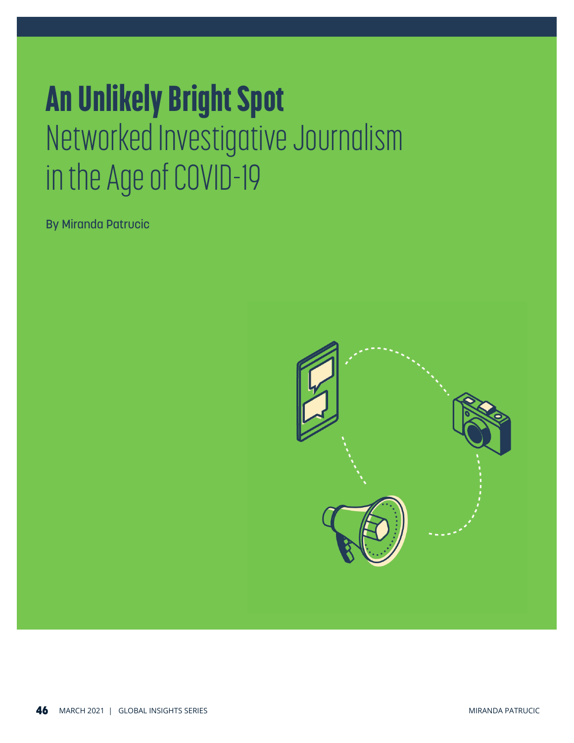# An Unlikely Bright Spot

## Networked Investigative Journalism in the Age of COVID-19

By Miranda Patrucic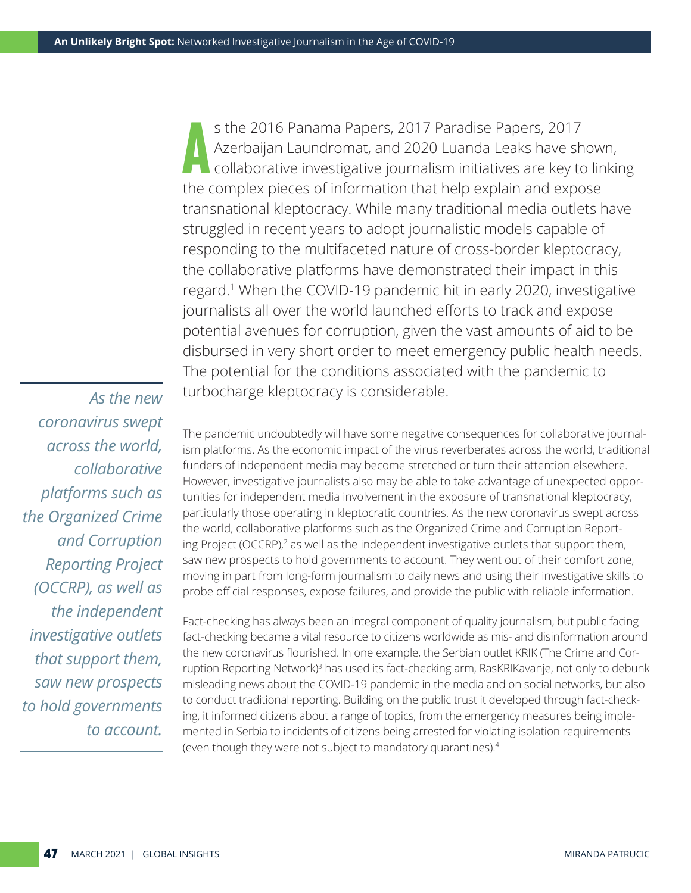As the 2016 Panama Papers, 2017 Paradise Papers, 2017 Azerbaijan Laundromat, and 2020 Luanda Leaks have shown, collaborative investigative journalism initiatives are key to linking the complex pieces of information that help explain and expose transnational kleptocracy. While many traditional media outlets have struggled in recent years to adopt journalistic models capable of responding to the multifaceted nature of cross-border kleptocracy, the collaborative platforms have demonstrated their impact in this regard.[1] When the COVID-19 pandemic hit in early 2020, investigative journalists all over the world launched efforts to track and expose potential avenues for corruption, given the vast amounts of aid to be disbursed in very short order to meet emergency public health needs. The potential for the conditions associated with the pandemic to turbocharge kleptocracy is considerable.

*As the new coronavirus swept across the world, collaborative platforms such as the Organized Crime and Corruption Reporting Project (OCCRP), as well as the independent investigative outlets that support them, saw new prospects to hold governments to account.*

The pandemic undoubtedly will have some negative consequences for collaborative journalism platforms. As the economic impact of the virus reverberates across the world, traditional funders of independent media may become stretched or turn their attention elsewhere. However, investigative journalists also may be able to take advantage of unexpected opportunities for independent media involvement in the exposure of transnational kleptocracy, particularly those operating in kleptocratic countries. As the new coronavirus swept across the world, collaborative platforms such as the Organized Crime and Corruption Reporting Project (OCCRP),[2] as well as the independent investigative outlets that support them, saw new prospects to hold governments to account. They went out of their comfort zone, moving in part from long-form journalism to daily news and using their investigative skills to probe official responses, expose failures, and provide the public with reliable information.

Fact-checking has always been an integral component of quality journalism, but public facing fact-checking became a vital resource to citizens worldwide as mis- and disinformation around the new coronavirus flourished. In one example, the Serbian outlet KRIK (The Crime and Corruption Reporting Network)[3] has used its fact-checking arm, RasKRIKavanje, not only to debunk misleading news about the COVID-19 pandemic in the media and on social networks, but also to conduct traditional reporting. Building on the public trust it developed through fact-checking, it informed citizens about a range of topics, from the emergency measures being implemented in Serbia to incidents of citizens being arrested for violating isolation requirements (even though they were not subject to mandatory quarantines).[4]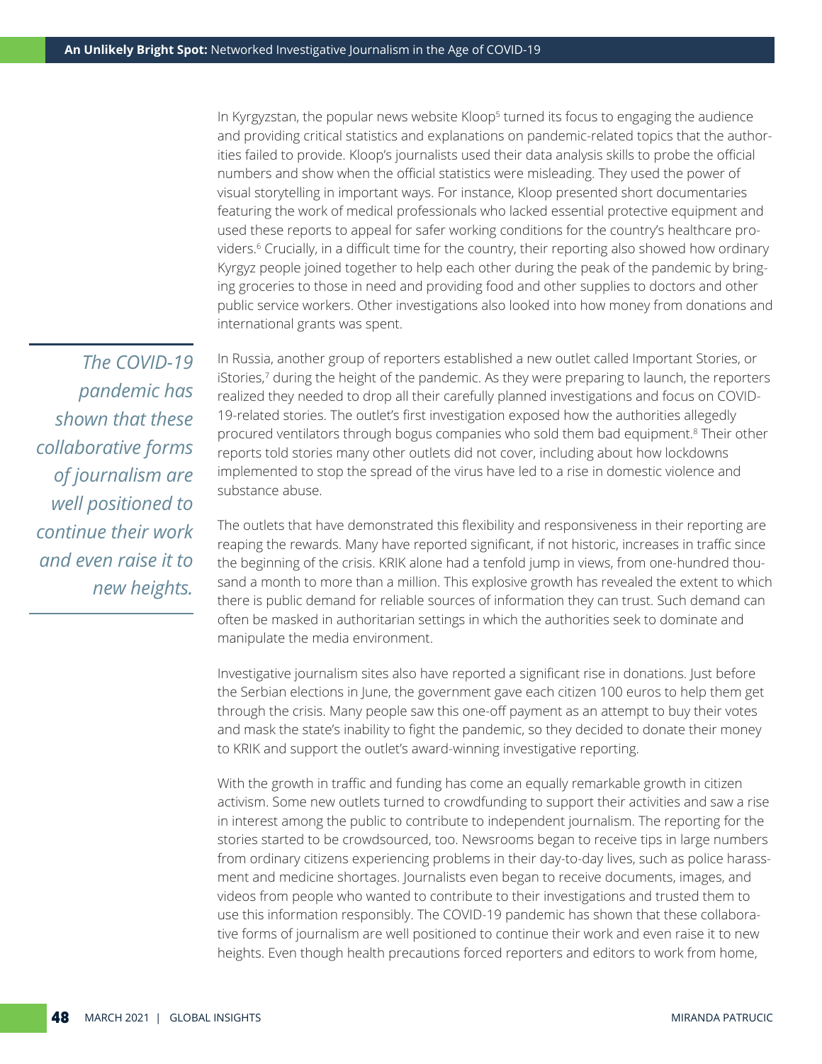In Kyrgyzstan, the popular news website Kloop[5] turned its focus to engaging the audience and providing critical statistics and explanations on pandemic-related topics that the authorities failed to provide. Kloop's journalists used their data analysis skills to probe the official numbers and show when the official statistics were misleading. They used the power of visual storytelling in important ways. For instance, Kloop presented short documentaries featuring the work of medical professionals who lacked essential protective equipment and used these reports to appeal for safer working conditions for the country's healthcare providers.[6] Crucially, in a difficult time for the country, their reporting also showed how ordinary Kyrgyz people joined together to help each other during the peak of the pandemic by bringing groceries to those in need and providing food and other supplies to doctors and other public service workers. Other investigations also looked into how money from donations and international grants was spent.

*The COVID-19 pandemic has shown that these collaborative forms of journalism are well positioned to continue their work and even raise it to new heights.*

In Russia, another group of reporters established a new outlet called Important Stories, or iStories,[7] during the height of the pandemic. As they were preparing to launch, the reporters realized they needed to drop all their carefully planned investigations and focus on COVID-19-related stories. The outlet's first investigation exposed how the authorities allegedly procured ventilators through bogus companies who sold them bad equipment.[8] Their other reports told stories many other outlets did not cover, including about how lockdowns implemented to stop the spread of the virus have led to a rise in domestic violence and substance abuse.

The outlets that have demonstrated this flexibility and responsiveness in their reporting are reaping the rewards. Many have reported significant, if not historic, increases in traffic since the beginning of the crisis. KRIK alone had a tenfold jump in views, from one-hundred thousand a month to more than a million. This explosive growth has revealed the extent to which there is public demand for reliable sources of information they can trust. Such demand can often be masked in authoritarian settings in which the authorities seek to dominate and manipulate the media environment.

Investigative journalism sites also have reported a significant rise in donations. Just before the Serbian elections in June, the government gave each citizen 100 euros to help them get through the crisis. Many people saw this one-off payment as an attempt to buy their votes and mask the state's inability to fight the pandemic, so they decided to donate their money to KRIK and support the outlet's award-winning investigative reporting.

With the growth in traffic and funding has come an equally remarkable growth in citizen activism. Some new outlets turned to crowdfunding to support their activities and saw a rise in interest among the public to contribute to independent journalism. The reporting for the stories started to be crowdsourced, too. Newsrooms began to receive tips in large numbers from ordinary citizens experiencing problems in their day-to-day lives, such as police harassment and medicine shortages. Journalists even began to receive documents, images, and videos from people who wanted to contribute to their investigations and trusted them to use this information responsibly. The COVID-19 pandemic has shown that these collaborative forms of journalism are well positioned to continue their work and even raise it to new heights. Even though health precautions forced reporters and editors to work from home,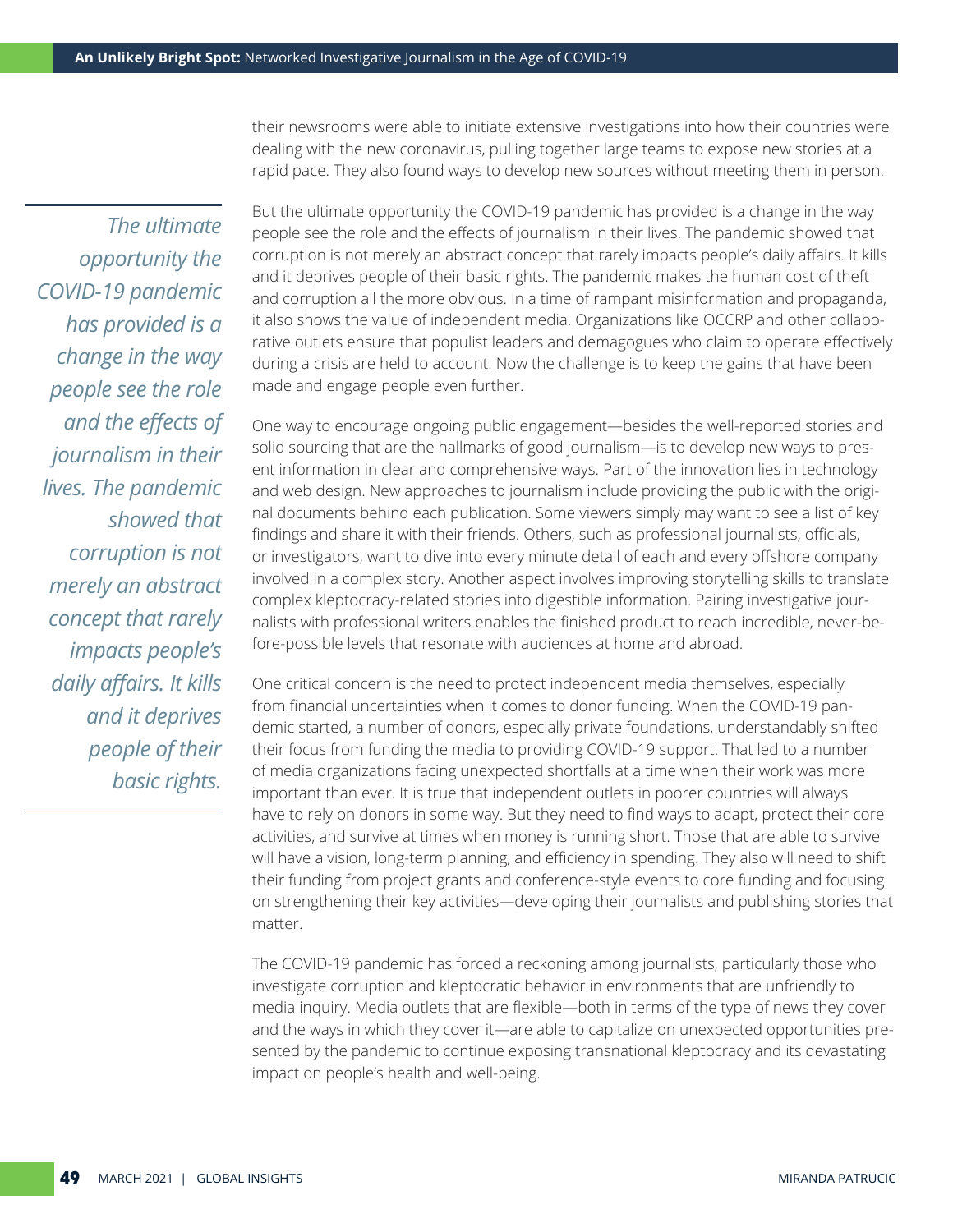their newsrooms were able to initiate extensive investigations into how their countries were dealing with the new coronavirus, pulling together large teams to expose new stories at a rapid pace. They also found ways to develop new sources without meeting them in person.

> *The ultimate opportunity the COVID-19 pandemic has provided is a change in the way people see the role and the effects of journalism in their lives. The pandemic showed that corruption is not merely an abstract concept that rarely impacts people's daily affairs. It kills and it deprives people of their basic rights.*

But the ultimate opportunity the COVID-19 pandemic has provided is a change in the way people see the role and the effects of journalism in their lives. The pandemic showed that corruption is not merely an abstract concept that rarely impacts people's daily affairs. It kills and it deprives people of their basic rights. The pandemic makes the human cost of theft and corruption all the more obvious. In a time of rampant misinformation and propaganda, it also shows the value of independent media. Organizations like OCCRP and other collaborative outlets ensure that populist leaders and demagogues who claim to operate effectively during a crisis are held to account. Now the challenge is to keep the gains that have been made and engage people even further.

One way to encourage ongoing public engagement—besides the well-reported stories and solid sourcing that are the hallmarks of good journalism—is to develop new ways to present information in clear and comprehensive ways. Part of the innovation lies in technology and web design. New approaches to journalism include providing the public with the original documents behind each publication. Some viewers simply may want to see a list of key findings and share it with their friends. Others, such as professional journalists, officials, or investigators, want to dive into every minute detail of each and every offshore company involved in a complex story. Another aspect involves improving storytelling skills to translate complex kleptocracy-related stories into digestible information. Pairing investigative journalists with professional writers enables the finished product to reach incredible, never-before-possible levels that resonate with audiences at home and abroad.

One critical concern is the need to protect independent media themselves, especially from financial uncertainties when it comes to donor funding. When the COVID-19 pandemic started, a number of donors, especially private foundations, understandably shifted their focus from funding the media to providing COVID-19 support. That led to a number of media organizations facing unexpected shortfalls at a time when their work was more important than ever. It is true that independent outlets in poorer countries will always have to rely on donors in some way. But they need to find ways to adapt, protect their core activities, and survive at times when money is running short. Those that are able to survive will have a vision, long-term planning, and efficiency in spending. They also will need to shift their funding from project grants and conference-style events to core funding and focusing on strengthening their key activities—developing their journalists and publishing stories that matter.

The COVID-19 pandemic has forced a reckoning among journalists, particularly those who investigate corruption and kleptocratic behavior in environments that are unfriendly to media inquiry. Media outlets that are flexible—both in terms of the type of news they cover and the ways in which they cover it—are able to capitalize on unexpected opportunities presented by the pandemic to continue exposing transnational kleptocracy and its devastating impact on people's health and well-being.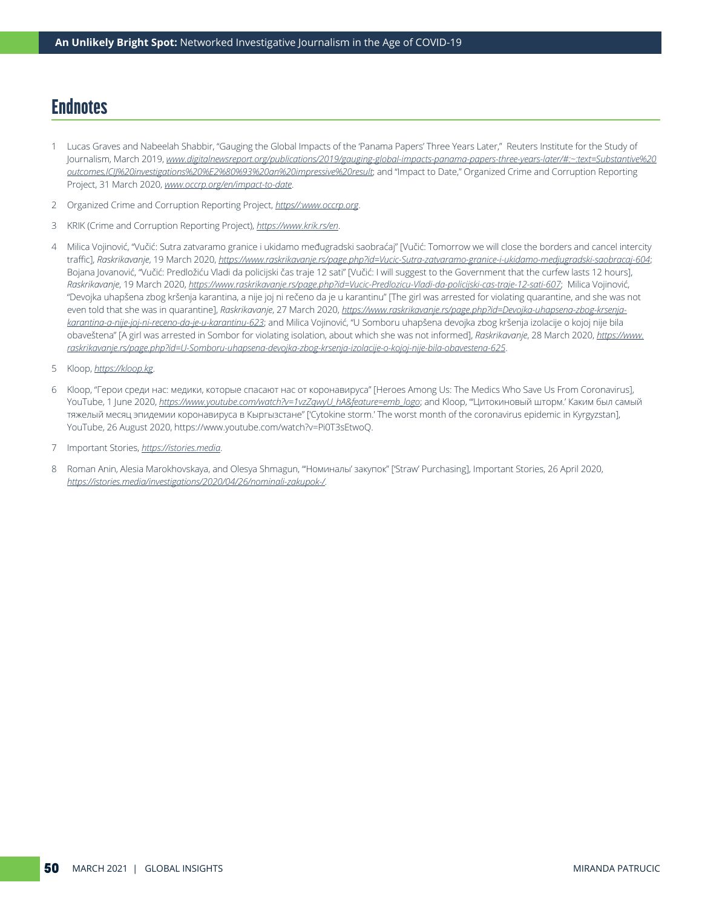# Endnotes

1 Lucas Graves and Nabeelah Shabbir, "Gauging the Global Impacts of the 'Panama Papers' Three Years Later," Reuters Institute for the Study of Journalism, March 2019, *www.digitalnewsreport.org/publications/2019/gauging-global-impacts-panama-papers-three-years-later/#:~:text=Substantive%20outcomes,ICIJ%20investigations%20%E2%80%93%20an%20impressive%20result*; and "Impact to Date," Organized Crime and Corruption Reporting Project, 31 March 2020, *www.occrp.org/en/impact-to-date*.

2 Organized Crime and Corruption Reporting Project, *https//:www.occrp.org*.

3 KRIK (Crime and Corruption Reporting Project), *https://www.krik.rs/en*.

4 Milica Vojinović, "Vučić: Sutra zatvaramo granice i ukidamo međugradski saobraćaj" [Vučić: Tomorrow we will close the borders and cancel intercity traffic], *Raskrikavanje*, 19 March 2020, *https://www.raskrikavanje.rs/page.php?id=Vucic-Sutra-zatvaramo-granice-i-ukidamo-medjugradski-saobracaj-604*; Bojana Jovanović, "Vučić: Predložiću Vladi da policijski čas traje 12 sati" [Vučić: I will suggest to the Government that the curfew lasts 12 hours], *Raskrikavanje*, 19 March 2020, *https://www.raskrikavanje.rs/page.php?id=Vucic-Predlozicu-Vladi-da-policijski-cas-traje-12-sati-607*; Milica Vojinović, "Devojka uhapšena zbog kršenja karantina, a nije joj ni rečeno da je u karantinu" [The girl was arrested for violating quarantine, and she was not even told that she was in quarantine], *Raskrikavanje*, 27 March 2020, *https://www.raskrikavanje.rs/page.php?id=Devojka-uhapsena-zbog-krsenja-karantina-a-nije-joj-ni-receno-da-je-u-karantinu-623*; and Milica Vojinović, "U Somboru uhapšena devojka zbog kršenja izolacije o kojoj nije bila obaveštena" [A girl was arrested in Sombor for violating isolation, about which she was not informed], *Raskrikavanje*, 28 March 2020, *https://www.raskrikavanje.rs/page.php?id=U-Somboru-uhapsena-devojka-zbog-krsenja-izolacije-o-kojoj-nije-bila-obavestena-625*.

5 Kloop, *https://kloop.kg*.

6 Kloop, "Герои среди нас: медики, которые спасают нас от коронавируса" [Heroes Among Us: The Medics Who Save Us From Coronavirus], YouTube, 1 June 2020, *https://www.youtube.com/watch?v=1vzZqwyU_hA&feature=emb_logo*; and Kloop, "'Цитокиновый шторм.' Каким был самый тяжелый месяц эпидемии коронавируса в Кыргызстане" ['Cytokine storm.' The worst month of the coronavirus epidemic in Kyrgyzstan], YouTube, 26 August 2020, https://www.youtube.com/watch?v=Pi0T3sEtwoQ.

7 Important Stories, *https://istories.media*.

8 Roman Anin, Alesia Marokhovskaya, and Olesya Shmagun, "'Номиналы' закупок" ['Straw' Purchasing], Important Stories, 26 April 2020, *https://istories.media/investigations/2020/04/26/nominali-zakupok-/*.